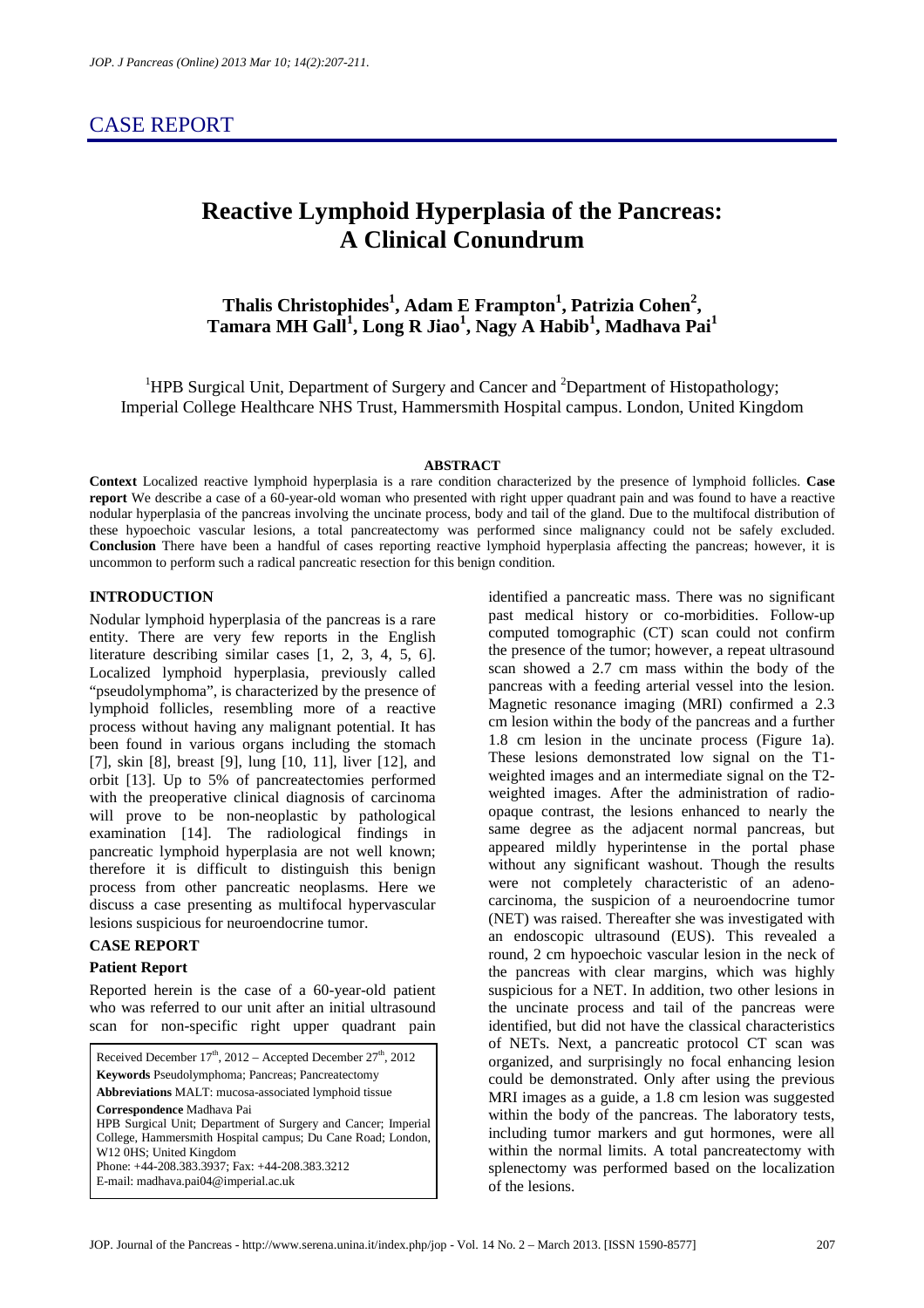## CASE REPORT

# Reactive Lymphoid Hyperplasia of the Pancreas: A Clinical Conundrum

**Thalis Christophides[1], Adam E Frampton[1], Patrizia Cohen[2], Tamara MH Gall[1], Long R Jiao[1], Nagy A Habib[1], Madhava Pai[1]**

[1]HPB Surgical Unit, Department of Surgery and Cancer and [2]Department of Histopathology; Imperial College Healthcare NHS Trust, Hammersmith Hospital campus. London, United Kingdom

### ABSTRACT

**Context** Localized reactive lymphoid hyperplasia is a rare condition characterized by the presence of lymphoid follicles. **Case report** We describe a case of a 60-year-old woman who presented with right upper quadrant pain and was found to have a reactive nodular hyperplasia of the pancreas involving the uncinate process, body and tail of the gland. Due to the multifocal distribution of these hypoechoic vascular lesions, a total pancreatectomy was performed since malignancy could not be safely excluded. **Conclusion** There have been a handful of cases reporting reactive lymphoid hyperplasia affecting the pancreas; however, it is uncommon to perform such a radical pancreatic resection for this benign condition.

### INTRODUCTION

Nodular lymphoid hyperplasia of the pancreas is a rare entity. There are very few reports in the English literature describing similar cases [1, 2, 3, 4, 5, 6]. Localized lymphoid hyperplasia, previously called "pseudolymphoma", is characterized by the presence of lymphoid follicles, resembling more of a reactive process without having any malignant potential. It has been found in various organs including the stomach [7], skin [8], breast [9], lung [10, 11], liver [12], and orbit [13]. Up to 5% of pancreatectomies performed with the preoperative clinical diagnosis of carcinoma will prove to be non-neoplastic by pathological examination [14]. The radiological findings in pancreatic lymphoid hyperplasia are not well known; therefore it is difficult to distinguish this benign process from other pancreatic neoplasms. Here we discuss a case presenting as multifocal hypervascular lesions suspicious for neuroendocrine tumor.

### CASE REPORT

#### Patient Report

Reported herein is the case of a 60-year-old patient who was referred to our unit after an initial ultrasound scan for non-specific right upper quadrant pain identified a pancreatic mass. There was no significant past medical history or co-morbidities. Follow-up computed tomographic (CT) scan could not confirm the presence of the tumor; however, a repeat ultrasound scan showed a 2.7 cm mass within the body of the pancreas with a feeding arterial vessel into the lesion. Magnetic resonance imaging (MRI) confirmed a 2.3 cm lesion within the body of the pancreas and a further 1.8 cm lesion in the uncinate process (Figure 1a). These lesions demonstrated low signal on the T1-weighted images and an intermediate signal on the T2-weighted images. After the administration of radio-opaque contrast, the lesions enhanced to nearly the same degree as the adjacent normal pancreas, but appeared mildly hyperintense in the portal phase without any significant washout. Though the results were not completely characteristic of an adenocarcinoma, the suspicion of a neuroendocrine tumor (NET) was raised. Thereafter she was investigated with an endoscopic ultrasound (EUS). This revealed a round, 2 cm hypoechoic vascular lesion in the neck of the pancreas with clear margins, which was highly suspicious for a NET. In addition, two other lesions in the uncinate process and tail of the pancreas were identified, but did not have the classical characteristics of NETs. Next, a pancreatic protocol CT scan was organized, and surprisingly no focal enhancing lesion could be demonstrated. Only after using the previous MRI images as a guide, a 1.8 cm lesion was suggested within the body of the pancreas. The laboratory tests, including tumor markers and gut hormones, were all within the normal limits. A total pancreatectomy with splenectomy was performed based on the localization of the lesions.

Received December 17th, 2012 – Accepted December 27th, 2012
**Keywords** Pseudolymphoma; Pancreas; Pancreatectomy
**Abbreviations** MALT: mucosa-associated lymphoid tissue
**Correspondence** Madhava Pai
HPB Surgical Unit; Department of Surgery and Cancer; Imperial College, Hammersmith Hospital campus; Du Cane Road; London, W12 0HS; United Kingdom
Phone: +44-208.383.3937; Fax: +44-208.383.3212
E-mail: madhava.pai04@imperial.ac.uk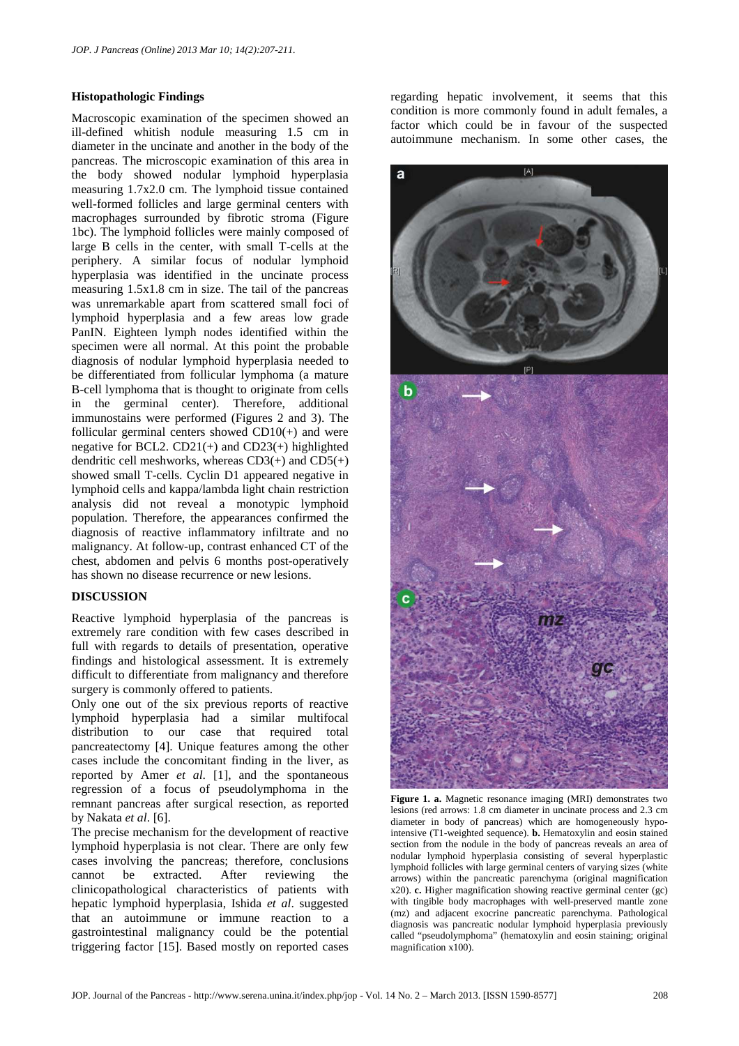### Histopathologic Findings

Macroscopic examination of the specimen showed an ill-defined whitish nodule measuring 1.5 cm in diameter in the uncinate and another in the body of the pancreas. The microscopic examination of this area in the body showed nodular lymphoid hyperplasia measuring 1.7x2.0 cm. The lymphoid tissue contained well-formed follicles and large germinal centers with macrophages surrounded by fibrotic stroma (Figure 1bc). The lymphoid follicles were mainly composed of large B cells in the center, with small T-cells at the periphery. A similar focus of nodular lymphoid hyperplasia was identified in the uncinate process measuring 1.5x1.8 cm in size. The tail of the pancreas was unremarkable apart from scattered small foci of lymphoid hyperplasia and a few areas low grade PanIN. Eighteen lymph nodes identified within the specimen were all normal. At this point the probable diagnosis of nodular lymphoid hyperplasia needed to be differentiated from follicular lymphoma (a mature B-cell lymphoma that is thought to originate from cells in the germinal center). Therefore, additional immunostains were performed (Figures 2 and 3). The follicular germinal centers showed CD10(+) and were negative for BCL2. CD21(+) and CD23(+) highlighted dendritic cell meshworks, whereas CD3(+) and CD5(+) showed small T-cells. Cyclin D1 appeared negative in lymphoid cells and kappa/lambda light chain restriction analysis did not reveal a monotypic lymphoid population. Therefore, the appearances confirmed the diagnosis of reactive inflammatory infiltrate and no malignancy. At follow-up, contrast enhanced CT of the chest, abdomen and pelvis 6 months post-operatively has shown no disease recurrence or new lesions.

## DISCUSSION

Reactive lymphoid hyperplasia of the pancreas is extremely rare condition with few cases described in full with regards to details of presentation, operative findings and histological assessment. It is extremely difficult to differentiate from malignancy and therefore surgery is commonly offered to patients.

Only one out of the six previous reports of reactive lymphoid hyperplasia had a similar multifocal distribution to our case that required total pancreatectomy [4]. Unique features among the other cases include the concomitant finding in the liver, as reported by Amer *et al*. [1], and the spontaneous regression of a focus of pseudolymphoma in the remnant pancreas after surgical resection, as reported by Nakata *et al*. [6].

The precise mechanism for the development of reactive lymphoid hyperplasia is not clear. There are only few cases involving the pancreas; therefore, conclusions cannot be extracted. After reviewing the clinicopathological characteristics of patients with hepatic lymphoid hyperplasia, Ishida *et al*. suggested that an autoimmune or immune reaction to a gastrointestinal malignancy could be the potential triggering factor [15]. Based mostly on reported cases regarding hepatic involvement, it seems that this condition is more commonly found in adult females, a factor which could be in favour of the suspected autoimmune mechanism. In some other cases, the

**Figure 1. a.** Magnetic resonance imaging (MRI) demonstrates two lesions (red arrows: 1.8 cm diameter in uncinate process and 2.3 cm diameter in body of pancreas) which are homogeneously hypo-intensive (T1-weighted sequence). **b.** Hematoxylin and eosin stained section from the nodule in the body of pancreas reveals an area of nodular lymphoid hyperplasia consisting of several hyperplastic lymphoid follicles with large germinal centers of varying sizes (white arrows) within the pancreatic parenchyma (original magnification x20). **c.** Higher magnification showing reactive germinal center (gc) with tingible body macrophages with well-preserved mantle zone (mz) and adjacent exocrine pancreatic parenchyma. Pathological diagnosis was pancreatic nodular lymphoid hyperplasia previously called "pseudolymphoma" (hematoxylin and eosin staining; original magnification x100).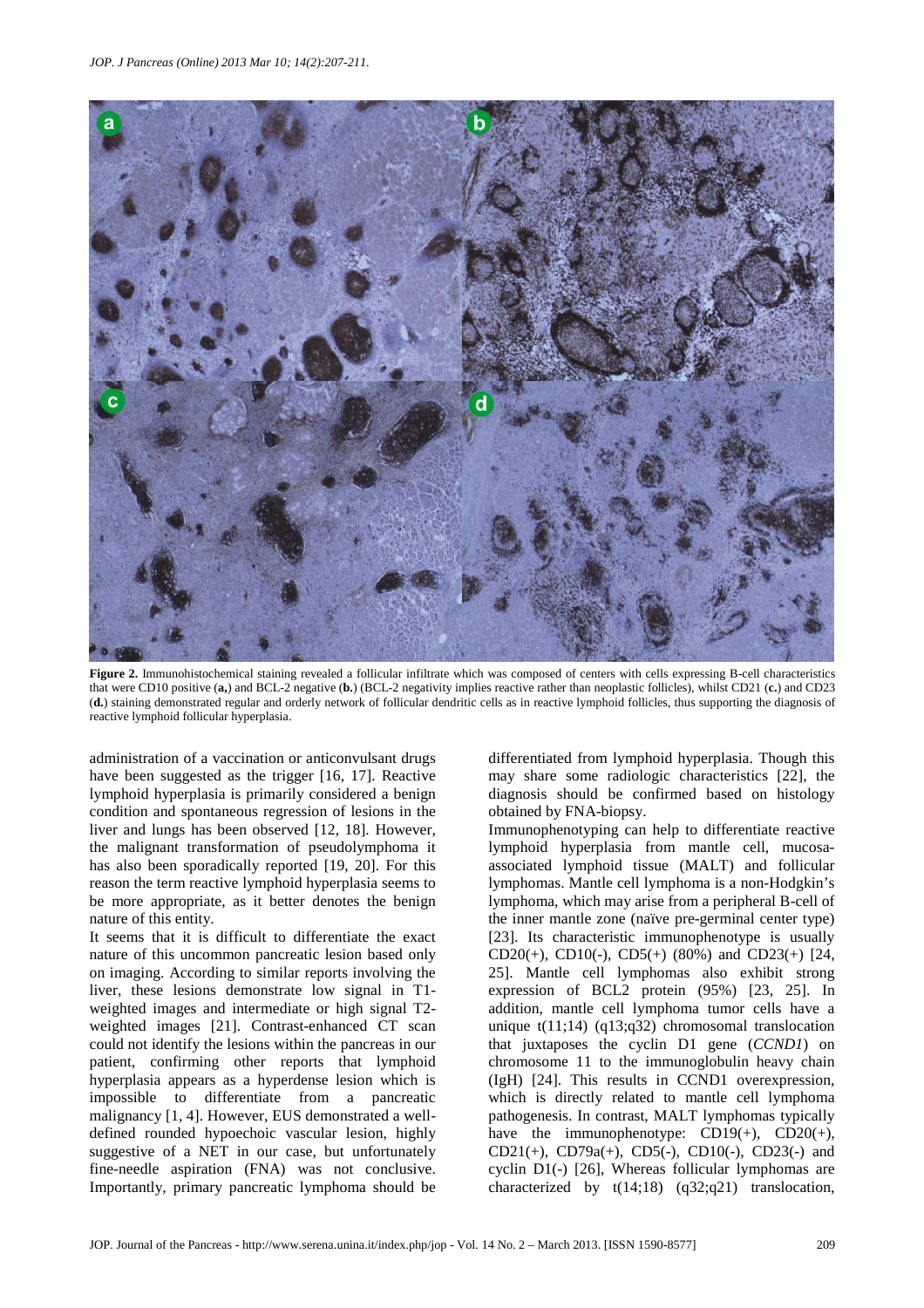**Figure 2.** Immunohistochemical staining revealed a follicular infiltrate which was composed of centers with cells expressing B-cell characteristics that were CD10 positive (**a,**) and BCL-2 negative (**b.**) (BCL-2 negativity implies reactive rather than neoplastic follicles), whilst CD21 (**c.**) and CD23 (**d.**) staining demonstrated regular and orderly network of follicular dendritic cells as in reactive lymphoid follicles, thus supporting the diagnosis of reactive lymphoid follicular hyperplasia.

administration of a vaccination or anticonvulsant drugs have been suggested as the trigger [16, 17]. Reactive lymphoid hyperplasia is primarily considered a benign condition and spontaneous regression of lesions in the liver and lungs has been observed [12, 18]. However, the malignant transformation of pseudolymphoma it has also been sporadically reported [19, 20]. For this reason the term reactive lymphoid hyperplasia seems to be more appropriate, as it better denotes the benign nature of this entity.

It seems that it is difficult to differentiate the exact nature of this uncommon pancreatic lesion based only on imaging. According to similar reports involving the liver, these lesions demonstrate low signal in T1-weighted images and intermediate or high signal T2-weighted images [21]. Contrast-enhanced CT scan could not identify the lesions within the pancreas in our patient, confirming other reports that lymphoid hyperplasia appears as a hyperdense lesion which is impossible to differentiate from a pancreatic malignancy [1, 4]. However, EUS demonstrated a well-defined rounded hypoechoic vascular lesion, highly suggestive of a NET in our case, but unfortunately fine-needle aspiration (FNA) was not conclusive. Importantly, primary pancreatic lymphoma should be differentiated from lymphoid hyperplasia. Though this may share some radiologic characteristics [22], the diagnosis should be confirmed based on histology obtained by FNA-biopsy.

Immunophenotyping can help to differentiate reactive lymphoid hyperplasia from mantle cell, mucosa-associated lymphoid tissue (MALT) and follicular lymphomas. Mantle cell lymphoma is a non-Hodgkin's lymphoma, which may arise from a peripheral B-cell of the inner mantle zone (naïve pre-germinal center type) [23]. Its characteristic immunophenotype is usually CD20(+), CD10(-), CD5(+) (80%) and CD23(+) [24, 25]. Mantle cell lymphomas also exhibit strong expression of BCL2 protein (95%) [23, 25]. In addition, mantle cell lymphoma tumor cells have a unique t(11;14) (q13;q32) chromosomal translocation that juxtaposes the cyclin D1 gene (*CCND1*) on chromosome 11 to the immunoglobulin heavy chain (IgH) [24]. This results in CCND1 overexpression, which is directly related to mantle cell lymphoma pathogenesis. In contrast, MALT lymphomas typically have the immunophenotype: CD19(+), CD20(+), CD21(+), CD79a(+), CD5(-), CD10(-), CD23(-) and cyclin D1(-) [26], Whereas follicular lymphomas are characterized by t(14;18) (q32;q21) translocation,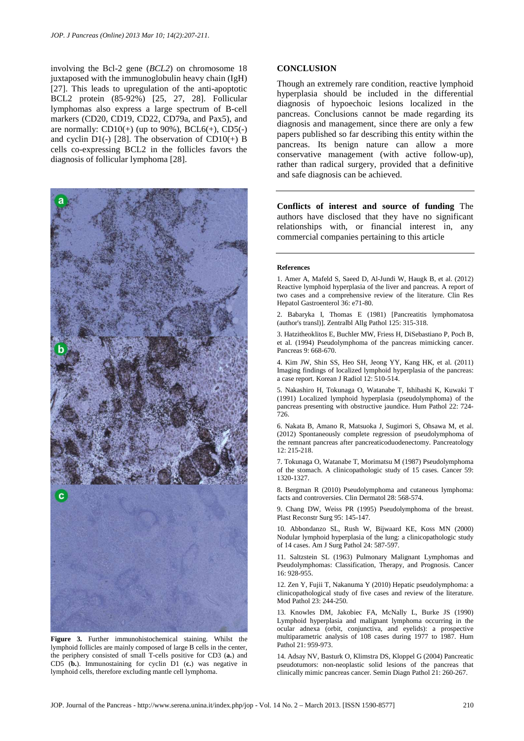involving the Bcl-2 gene (*BCL2*) on chromosome 18 juxtaposed with the immunoglobulin heavy chain (IgH) [27]. This leads to upregulation of the anti-apoptotic BCL2 protein (85-92%) [25, 27, 28]. Follicular lymphomas also express a large spectrum of B-cell markers (CD20, CD19, CD22, CD79a, and Pax5), and are normally: CD10(+) (up to 90%), BCL6(+), CD5(-) and cyclin D1(-) [28]. The observation of CD10(+) B cells co-expressing BCL2 in the follicles favors the diagnosis of follicular lymphoma [28].

**Figure 3.** Further immunohistochemical staining. Whilst the lymphoid follicles are mainly composed of large B cells in the center, the periphery consisted of small T-cells positive for CD3 (**a.**) and CD5 (**b.**). Immunostaining for cyclin D1 (**c.**) was negative in lymphoid cells, therefore excluding mantle cell lymphoma.

## CONCLUSION

Though an extremely rare condition, reactive lymphoid hyperplasia should be included in the differential diagnosis of hypoechoic lesions localized in the pancreas. Conclusions cannot be made regarding its diagnosis and management, since there are only a few papers published so far describing this entity within the pancreas. Its benign nature can allow a more conservative management (with active follow-up), rather than radical surgery, provided that a definitive and safe diagnosis can be achieved.

**Conflicts of interest and source of funding** The authors have disclosed that they have no significant relationships with, or financial interest in, any commercial companies pertaining to this article

### References

1. Amer A, Mafeld S, Saeed D, Al-Jundi W, Haugk B, et al. (2012) Reactive lymphoid hyperplasia of the liver and pancreas. A report of two cases and a comprehensive review of the literature. Clin Res Hepatol Gastroenterol 36: e71-80.

2. Babaryka I, Thomas E (1981) [Pancreatitis lymphomatosa (author's transl)]. Zentralbl Allg Pathol 125: 315-318.

3. Hatzitheoklitos E, Buchler MW, Friess H, DiSebastiano P, Poch B, et al. (1994) Pseudolymphoma of the pancreas mimicking cancer. Pancreas 9: 668-670.

4. Kim JW, Shin SS, Heo SH, Jeong YY, Kang HK, et al. (2011) Imaging findings of localized lymphoid hyperplasia of the pancreas: a case report. Korean J Radiol 12: 510-514.

5. Nakashiro H, Tokunaga O, Watanabe T, Ishibashi K, Kuwaki T (1991) Localized lymphoid hyperplasia (pseudolymphoma) of the pancreas presenting with obstructive jaundice. Hum Pathol 22: 724-726.

6. Nakata B, Amano R, Matsuoka J, Sugimori S, Ohsawa M, et al. (2012) Spontaneously complete regression of pseudolymphoma of the remnant pancreas after pancreaticoduodenectomy. Pancreatology 12: 215-218.

7. Tokunaga O, Watanabe T, Morimatsu M (1987) Pseudolymphoma of the stomach. A clinicopathologic study of 15 cases. Cancer 59: 1320-1327.

8. Bergman R (2010) Pseudolymphoma and cutaneous lymphoma: facts and controversies. Clin Dermatol 28: 568-574.

9. Chang DW, Weiss PR (1995) Pseudolymphoma of the breast. Plast Reconstr Surg 95: 145-147.

10. Abbondanzo SL, Rush W, Bijwaard KE, Koss MN (2000) Nodular lymphoid hyperplasia of the lung: a clinicopathologic study of 14 cases. Am J Surg Pathol 24: 587-597.

11. Saltzstein SL (1963) Pulmonary Malignant Lymphomas and Pseudolymphomas: Classification, Therapy, and Prognosis. Cancer 16: 928-955.

12. Zen Y, Fujii T, Nakanuma Y (2010) Hepatic pseudolymphoma: a clinicopathological study of five cases and review of the literature. Mod Pathol 23: 244-250.

13. Knowles DM, Jakobiec FA, McNally L, Burke JS (1990) Lymphoid hyperplasia and malignant lymphoma occurring in the ocular adnexa (orbit, conjunctiva, and eyelids): a prospective multiparametric analysis of 108 cases during 1977 to 1987. Hum Pathol 21: 959-973.

14. Adsay NV, Basturk O, Klimstra DS, Kloppel G (2004) Pancreatic pseudotumors: non-neoplastic solid lesions of the pancreas that clinically mimic pancreas cancer. Semin Diagn Pathol 21: 260-267.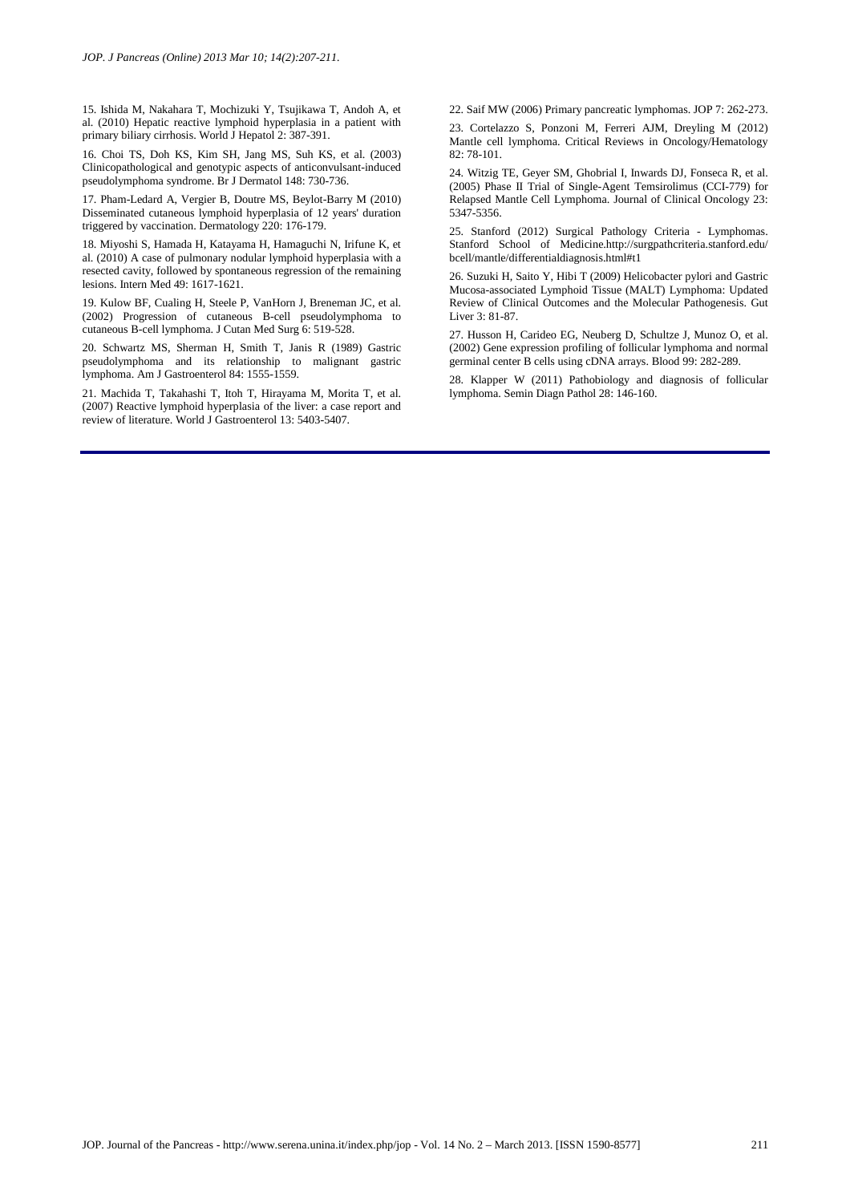15. Ishida M, Nakahara T, Mochizuki Y, Tsujikawa T, Andoh A, et al. (2010) Hepatic reactive lymphoid hyperplasia in a patient with primary biliary cirrhosis. World J Hepatol 2: 387-391.

16. Choi TS, Doh KS, Kim SH, Jang MS, Suh KS, et al. (2003) Clinicopathological and genotypic aspects of anticonvulsant-induced pseudolymphoma syndrome. Br J Dermatol 148: 730-736.

17. Pham-Ledard A, Vergier B, Doutre MS, Beylot-Barry M (2010) Disseminated cutaneous lymphoid hyperplasia of 12 years' duration triggered by vaccination. Dermatology 220: 176-179.

18. Miyoshi S, Hamada H, Katayama H, Hamaguchi N, Irifune K, et al. (2010) A case of pulmonary nodular lymphoid hyperplasia with a resected cavity, followed by spontaneous regression of the remaining lesions. Intern Med 49: 1617-1621.

19. Kulow BF, Cualing H, Steele P, VanHorn J, Breneman JC, et al. (2002) Progression of cutaneous B-cell pseudolymphoma to cutaneous B-cell lymphoma. J Cutan Med Surg 6: 519-528.

20. Schwartz MS, Sherman H, Smith T, Janis R (1989) Gastric pseudolymphoma and its relationship to malignant gastric lymphoma. Am J Gastroenterol 84: 1555-1559.

21. Machida T, Takahashi T, Itoh T, Hirayama M, Morita T, et al. (2007) Reactive lymphoid hyperplasia of the liver: a case report and review of literature. World J Gastroenterol 13: 5403-5407.

22. Saif MW (2006) Primary pancreatic lymphomas. JOP 7: 262-273.

23. Cortelazzo S, Ponzoni M, Ferreri AJM, Dreyling M (2012) Mantle cell lymphoma. Critical Reviews in Oncology/Hematology 82: 78-101.

24. Witzig TE, Geyer SM, Ghobrial I, Inwards DJ, Fonseca R, et al. (2005) Phase II Trial of Single-Agent Temsirolimus (CCI-779) for Relapsed Mantle Cell Lymphoma. Journal of Clinical Oncology 23: 5347-5356.

25. Stanford (2012) Surgical Pathology Criteria - Lymphomas. Stanford School of Medicine.http://surgpathcriteria.stanford.edu/bcell/mantle/differentialdiagnosis.html#t1

26. Suzuki H, Saito Y, Hibi T (2009) Helicobacter pylori and Gastric Mucosa-associated Lymphoid Tissue (MALT) Lymphoma: Updated Review of Clinical Outcomes and the Molecular Pathogenesis. Gut Liver 3: 81-87.

27. Husson H, Carideo EG, Neuberg D, Schultze J, Munoz O, et al. (2002) Gene expression profiling of follicular lymphoma and normal germinal center B cells using cDNA arrays. Blood 99: 282-289.

28. Klapper W (2011) Pathobiology and diagnosis of follicular lymphoma. Semin Diagn Pathol 28: 146-160.